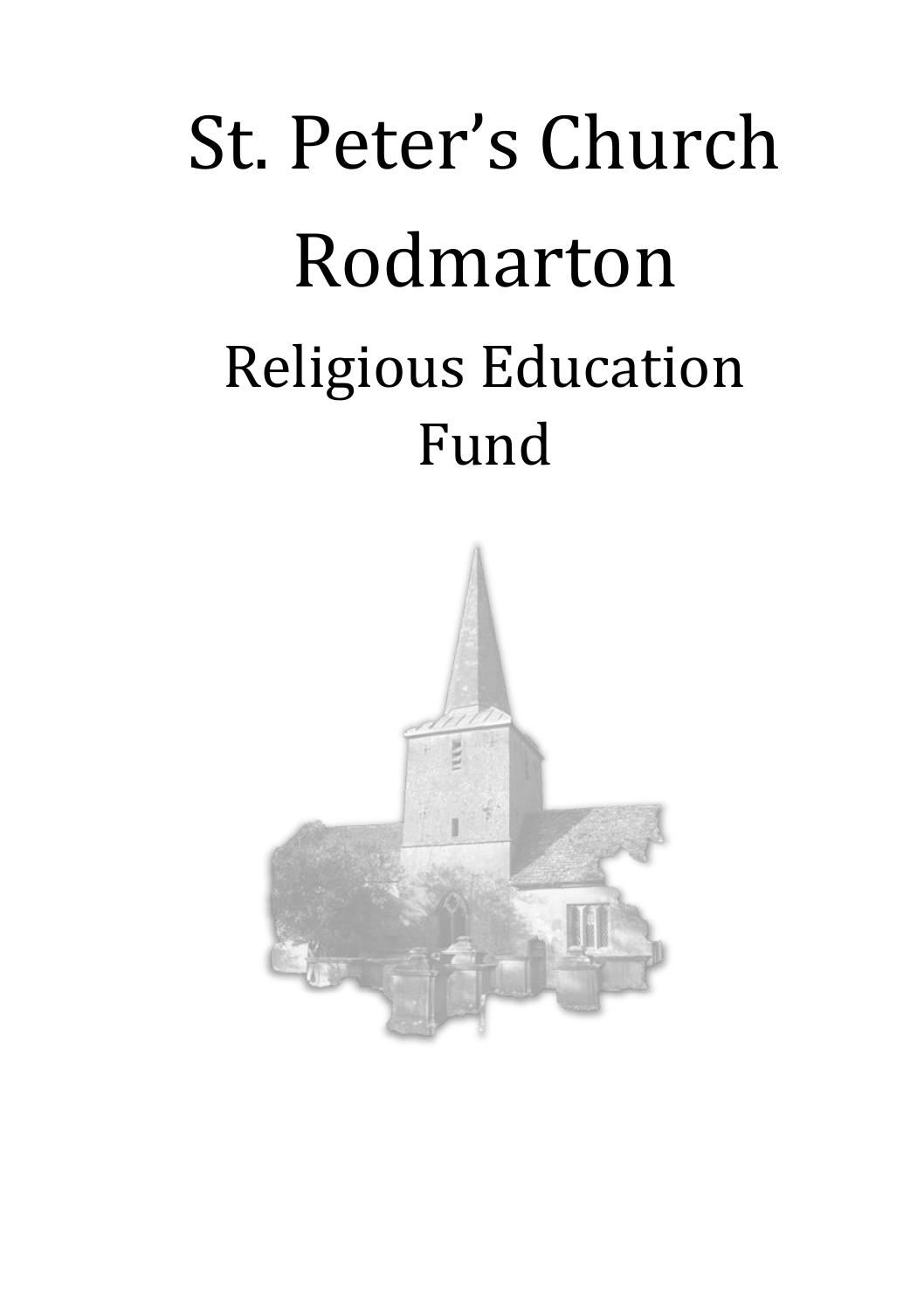# St. Peter's Church Rodmarton

## Religious Education Fund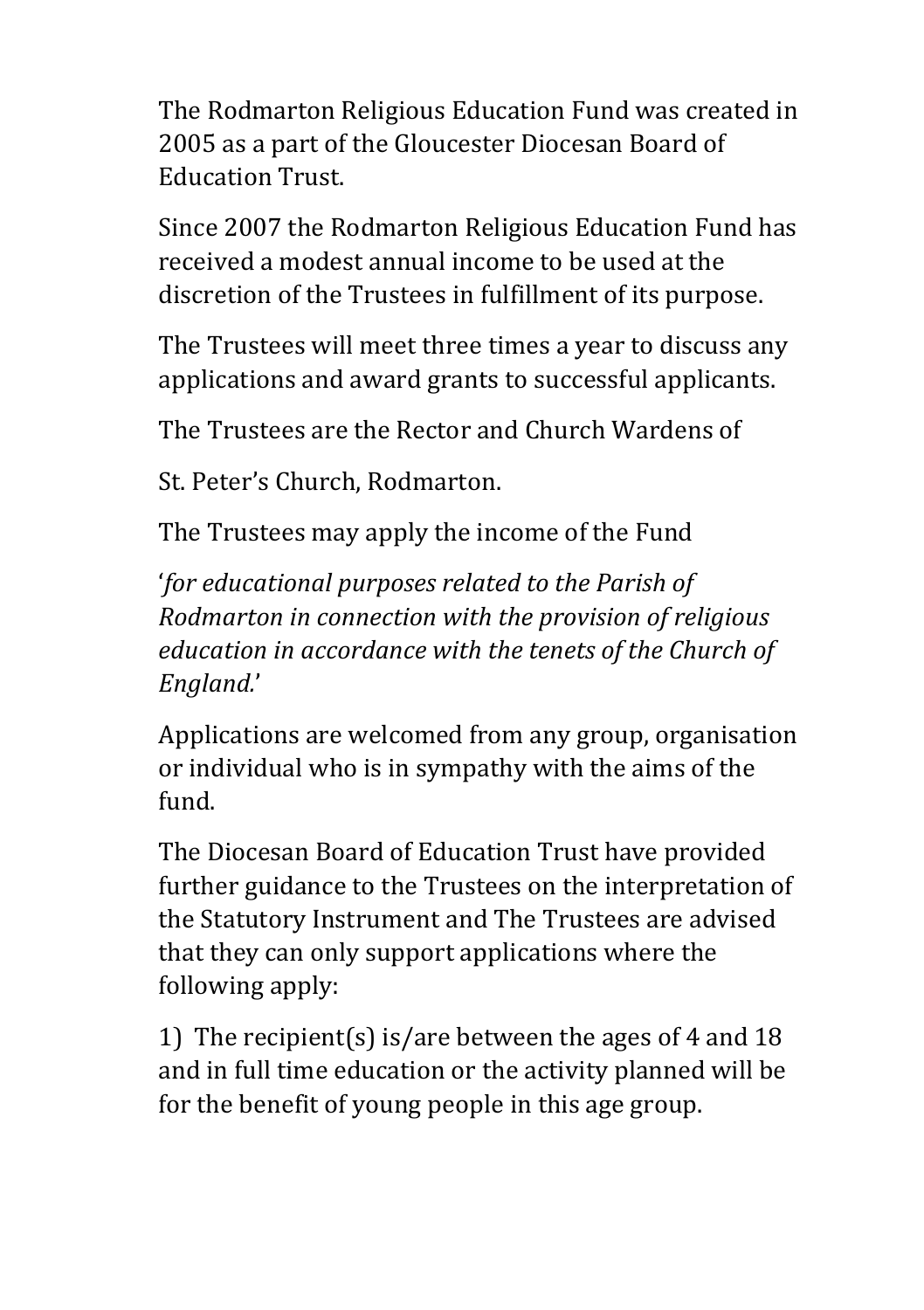The Rodmarton Religious Education Fund was created in 2005 as a part of the Gloucester Diocesan Board of Education Trust.

Since 2007 the Rodmarton Religious Education Fund has received a modest annual income to be used at the discretion of the Trustees in fulfillment of its purpose.

The Trustees will meet three times a year to discuss any applications and award grants to successful applicants.

The Trustees are the Rector and Church Wardens of

St. Peter's Church, Rodmarton.

The Trustees may apply the income of the Fund

'*for educational purposes related to the Parish of Rodmarton in connection with the provision of religious education in accordance with the tenets of the Church of England.*'

Applications are welcomed from any group, organisation or individual who is in sympathy with the aims of the fund.

The Diocesan Board of Education Trust have provided further guidance to the Trustees on the interpretation of the Statutory Instrument and The Trustees are advised that they can only support applications where the following apply:

1) The recipient(s) is/are between the ages of 4 and 18 and in full time education or the activity planned will be for the benefit of young people in this age group.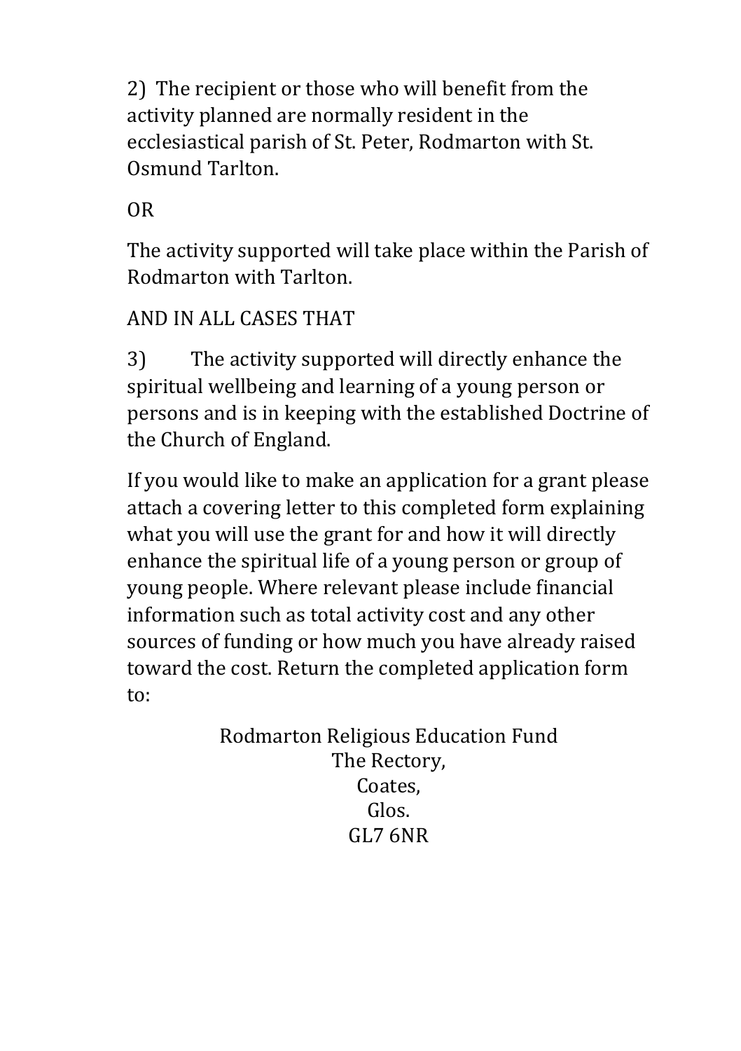2) The recipient or those who will benefit from the activity planned are normally resident in the ecclesiastical parish of St. Peter, Rodmarton with St. Osmund Tarlton.

OR

The activity supported will take place within the Parish of Rodmarton with Tarlton.

AND IN ALL CASES THAT

3) The activity supported will directly enhance the spiritual wellbeing and learning of a young person or persons and is in keeping with the established Doctrine of the Church of England.

If you would like to make an application for a grant please attach a covering letter to this completed form explaining what you will use the grant for and how it will directly enhance the spiritual life of a young person or group of young people. Where relevant please include financial information such as total activity cost and any other sources of funding or how much you have already raised toward the cost. Return the completed application form to:

Rodmarton Religious Education Fund  
The Rectory,  
Coates,  
Glos.  
GL7 6NR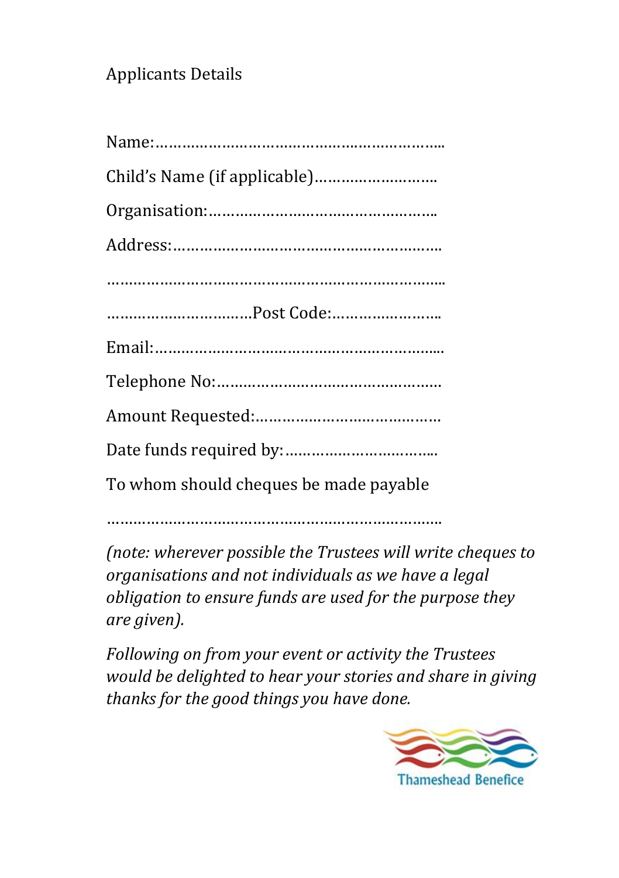Applicants Details

Name:…………………………………………………………..

Child's Name (if applicable)………………………

Organisation:……………………………………………

Address:…………………………………………………..

…………………………………………………………………..

…………………………..Post Code:……………………

Email:……………………………………………………….

Telephone No:……………………………………………

Amount Requested:……………………………………

Date funds required by:……………………………..

To whom should cheques be made payable

…………………………………………………………………..

*(note: wherever possible the Trustees will write cheques to organisations and not individuals as we have a legal obligation to ensure funds are used for the purpose they are given).*

*Following on from your event or activity the Trustees would be delighted to hear your stories and share in giving thanks for the good things you have done.*

Thameshead Benefice